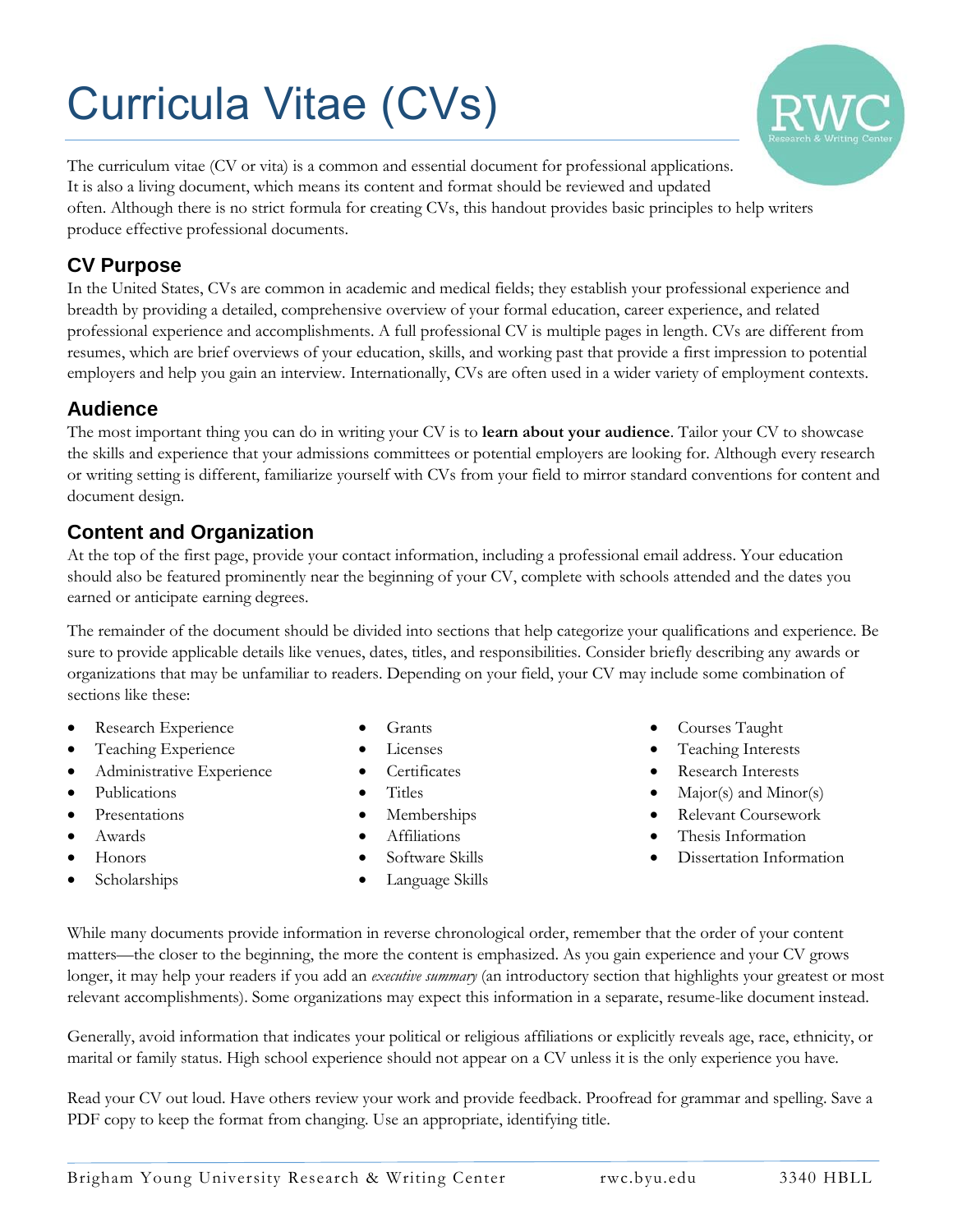# Curricula Vitae (CVs)

The curriculum vitae (CV or vita) is a common and essential document for professional applications. It is also a living document, which means its content and format should be reviewed and updated often. Although there is no strict formula for creating CVs, this handout provides basic principles to help writers produce effective professional documents.

## CV Purpose

In the United States, CVs are common in academic and medical fields; they establish your professional experience and breadth by providing a detailed, comprehensive overview of your formal education, career experience, and related professional experience and accomplishments. A full professional CV is multiple pages in length. CVs are different from resumes, which are brief overviews of your education, skills, and working past that provide a first impression to potential employers and help you gain an interview. Internationally, CVs are often used in a wider variety of employment contexts.

## Audience

The most important thing you can do in writing your CV is to **learn about your audience**. Tailor your CV to showcase the skills and experience that your admissions committees or potential employers are looking for. Although every research or writing setting is different, familiarize yourself with CVs from your field to mirror standard conventions for content and document design.

## Content and Organization

At the top of the first page, provide your contact information, including a professional email address. Your education should also be featured prominently near the beginning of your CV, complete with schools attended and the dates you earned or anticipate earning degrees.

The remainder of the document should be divided into sections that help categorize your qualifications and experience. Be sure to provide applicable details like venues, dates, titles, and responsibilities. Consider briefly describing any awards or organizations that may be unfamiliar to readers. Depending on your field, your CV may include some combination of sections like these:

- Research Experience
- Teaching Experience
- Administrative Experience
- Publications
- Presentations
- Awards
- Honors
- Scholarships
- Grants
- Licenses
- Certificates
- Titles
- Memberships
- Affiliations
- Software Skills
- Language Skills
- Courses Taught
- Teaching Interests
- Research Interests
- Major(s) and Minor(s)
- Relevant Coursework
- Thesis Information
- Dissertation Information

While many documents provide information in reverse chronological order, remember that the order of your content matters—the closer to the beginning, the more the content is emphasized. As you gain experience and your CV grows longer, it may help your readers if you add an *executive summary* (an introductory section that highlights your greatest or most relevant accomplishments). Some organizations may expect this information in a separate, resume-like document instead.

Generally, avoid information that indicates your political or religious affiliations or explicitly reveals age, race, ethnicity, or marital or family status. High school experience should not appear on a CV unless it is the only experience you have.

Read your CV out loud. Have others review your work and provide feedback. Proofread for grammar and spelling. Save a PDF copy to keep the format from changing. Use an appropriate, identifying title.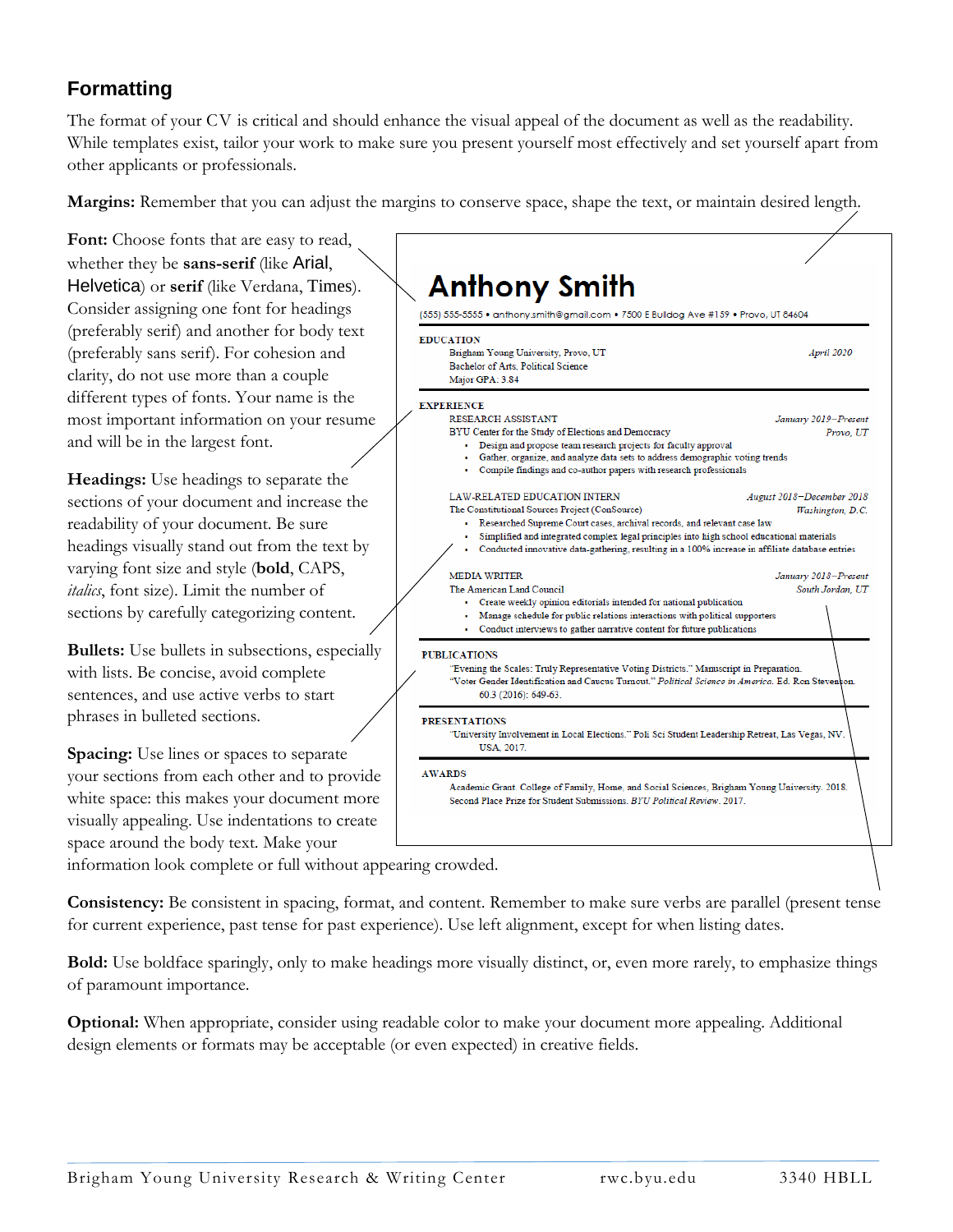## Formatting

The format of your CV is critical and should enhance the visual appeal of the document as well as the readability. While templates exist, tailor your work to make sure you present yourself most effectively and set yourself apart from other applicants or professionals.

**Margins:** Remember that you can adjust the margins to conserve space, shape the text, or maintain desired length.

**Font:** Choose fonts that are easy to read, whether they be **sans-serif** (like Arial, Helvetica) or **serif** (like Verdana, Times). Consider assigning one font for headings (preferably serif) and another for body text (preferably sans serif). For cohesion and clarity, do not use more than a couple different types of fonts. Your name is the most important information on your resume and will be in the largest font.

**Headings:** Use headings to separate the sections of your document and increase the readability of your document. Be sure headings visually stand out from the text by varying font size and style (**bold**, CAPS, *italics*, font size). Limit the number of sections by carefully categorizing content.

**Bullets:** Use bullets in subsections, especially with lists. Be concise, avoid complete sentences, and use active verbs to start phrases in bulleted sections.

**Spacing:** Use lines or spaces to separate your sections from each other and to provide white space: this makes your document more visually appealing. Use indentations to create space around the body text. Make your information look complete or full without appearing crowded.

# Anthony Smith

(555) 555-5555 • anthony.smith@gmail.com • 7500 E Buldog Ave #159 • Provo, UT 84604

EDUCATION

Brigham Young University, Provo, UT — *April 2020*
Bachelor of Arts, Political Science
Major GPA: 3.84

EXPERIENCE

RESEARCH ASSISTANT — *January 2019–Present*
BYU Center for the Study of Elections and Democracy — *Provo, UT*
- Design and propose team research projects for faculty approval
- Gather, organize, and analyze data sets to address demographic voting trends
- Compile findings and co-author papers with research professionals

LAW-RELATED EDUCATION INTERN — *August 2018–December 2018*
The Constitutional Sources Project (ConSource) — *Washington, D.C.*
- Researched Supreme Court cases, archival records, and relevant case law
- Simplified and integrated complex legal principles into high school educational materials
- Conducted innovative data-gathering, resulting in a 100% increase in affiliate database entries

MEDIA WRITER — *January 2018–Present*
The American Land Council — *South Jordan, UT*
- Create weekly opinion editorials intended for national publication
- Manage schedule for public relations interactions with political supporters
- Conduct interviews to gather narrative content for future publications

PUBLICATIONS

"Evening the Scales: Truly Representative Voting Districts." Manuscript in Preparation.
"Voter Gender Identification and Caucus Turnout." *Political Science in America.* Ed. Ron Stevenson. 60.3 (2016): 649-63.

PRESENTATIONS

"University Involvement in Local Elections." Poli Sci Student Leadership Retreat, Las Vegas, NV. USA. 2017.

AWARDS

Academic Grant. College of Family, Home, and Social Sciences, Brigham Young University. 2018.
Second Place Prize for Student Submissions. *BYU Political Review.* 2017.

**Consistency:** Be consistent in spacing, format, and content. Remember to make sure verbs are parallel (present tense for current experience, past tense for past experience). Use left alignment, except for when listing dates.

**Bold:** Use boldface sparingly, only to make headings more visually distinct, or, even more rarely, to emphasize things of paramount importance.

**Optional:** When appropriate, consider using readable color to make your document more appealing. Additional design elements or formats may be acceptable (or even expected) in creative fields.